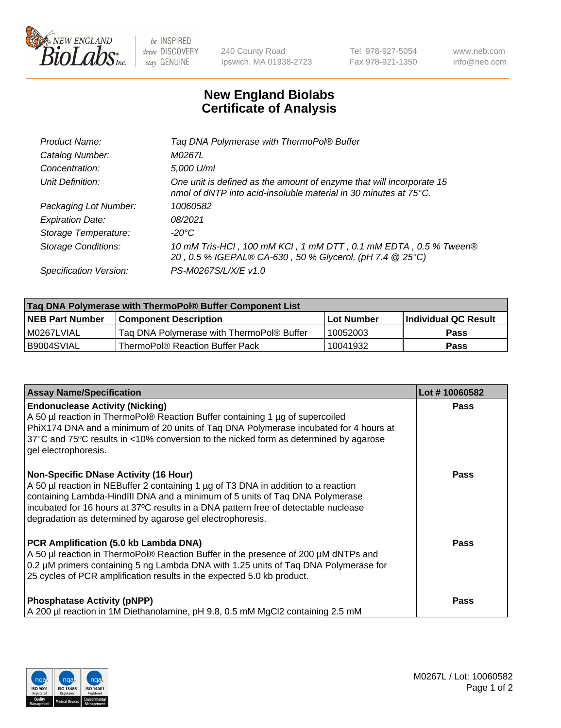# New England Biolabs Certificate of Analysis

| | |
|---|---|
| *Product Name:* | *Taq DNA Polymerase with ThermoPol® Buffer* |
| *Catalog Number:* | *M0267L* |
| *Concentration:* | *5,000 U/ml* |
| *Unit Definition:* | *One unit is defined as the amount of enzyme that will incorporate 15 nmol of dNTP into acid-insoluble material in 30 minutes at 75°C.* |
| *Packaging Lot Number:* | *10060582* |
| *Expiration Date:* | *08/2021* |
| *Storage Temperature:* | *-20°C* |
| *Storage Conditions:* | *10 mM Tris-HCl , 100 mM KCl , 1 mM DTT , 0.1 mM EDTA , 0.5 % Tween® 20 , 0.5 % IGEPAL® CA-630 , 50 % Glycerol, (pH 7.4 @ 25°C)* |
| *Specification Version:* | *PS-M0267S/L/X/E v1.0* |

| Taq DNA Polymerase with ThermoPol® Buffer Component List | | | |
|---|---|---|---|
| **NEB Part Number** | **Component Description** | **Lot Number** | **Individual QC Result** |
| M0267LVIAL | Taq DNA Polymerase with ThermoPol® Buffer | 10052003 | **Pass** |
| B9004SVIAL | ThermoPol® Reaction Buffer Pack | 10041932 | **Pass** |

| Assay Name/Specification | Lot # 10060582 |
|---|---|
| **Endonuclease Activity (Nicking)**<br>A 50 µl reaction in ThermoPol® Reaction Buffer containing 1 µg of supercoiled PhiX174 DNA and a minimum of 20 units of Taq DNA Polymerase incubated for 4 hours at 37ºC and 75ºC results in <10% conversion to the nicked form as determined by agarose gel electrophoresis. | **Pass** |
| **Non-Specific DNase Activity (16 Hour)**<br>A 50 µl reaction in NEBuffer 2 containing 1 µg of T3 DNA in addition to a reaction containing Lambda-HindIII DNA and a minimum of 5 units of Taq DNA Polymerase incubated for 16 hours at 37ºC results in a DNA pattern free of detectable nuclease degradation as determined by agarose gel electrophoresis. | **Pass** |
| **PCR Amplification (5.0 kb Lambda DNA)**<br>A 50 µl reaction in ThermoPol® Reaction Buffer in the presence of 200 µM dNTPs and 0.2 µM primers containing 5 ng Lambda DNA with 1.25 units of Taq DNA Polymerase for 25 cycles of PCR amplification results in the expected 5.0 kb product. | **Pass** |
| **Phosphatase Activity (pNPP)**<br>A 200 µl reaction in 1M Diethanolamine, pH 9.8, 0.5 mM $MgCl_2$ containing 2.5 mM | **Pass** |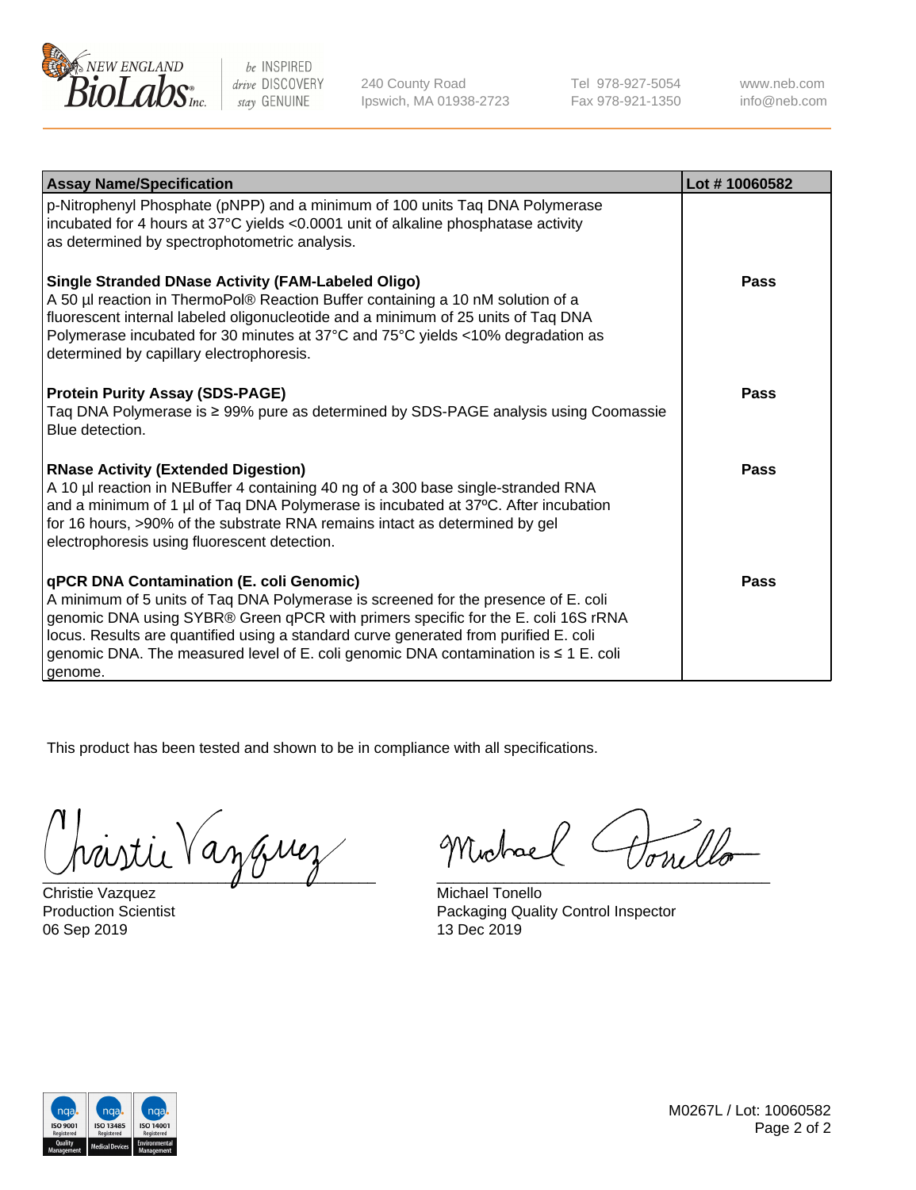| Assay Name/Specification | Lot # 10060582 |
| --- | --- |
| p-Nitrophenyl Phosphate (pNPP) and a minimum of 100 units Taq DNA Polymerase incubated for 4 hours at 37°C yields <0.0001 unit of alkaline phosphatase activity as determined by spectrophotometric analysis. | |
| **Single Stranded DNase Activity (FAM-Labeled Oligo)**<br>A 50 µl reaction in ThermoPol® Reaction Buffer containing a 10 nM solution of a fluorescent internal labeled oligonucleotide and a minimum of 25 units of Taq DNA Polymerase incubated for 30 minutes at 37°C and 75°C yields <10% degradation as determined by capillary electrophoresis. | **Pass** |
| **Protein Purity Assay (SDS-PAGE)**<br>Taq DNA Polymerase is ≥ 99% pure as determined by SDS-PAGE analysis using Coomassie Blue detection. | **Pass** |
| **RNase Activity (Extended Digestion)**<br>A 10 µl reaction in NEBuffer 4 containing 40 ng of a 300 base single-stranded RNA and a minimum of 1 µl of Taq DNA Polymerase is incubated at 37ºC. After incubation for 16 hours, >90% of the substrate RNA remains intact as determined by gel electrophoresis using fluorescent detection. | **Pass** |
| **qPCR DNA Contamination (E. coli Genomic)**<br>A minimum of 5 units of Taq DNA Polymerase is screened for the presence of E. coli genomic DNA using SYBR® Green qPCR with primers specific for the E. coli 16S rRNA locus. Results are quantified using a standard curve generated from purified E. coli genomic DNA. The measured level of E. coli genomic DNA contamination is ≤ 1 E. coli genome. | **Pass** |

This product has been tested and shown to be in compliance with all specifications.

Christie Vazquez
Production Scientist
06 Sep 2019

Michael Tonello
Packaging Quality Control Inspector
13 Dec 2019

M0267L / Lot: 10060582